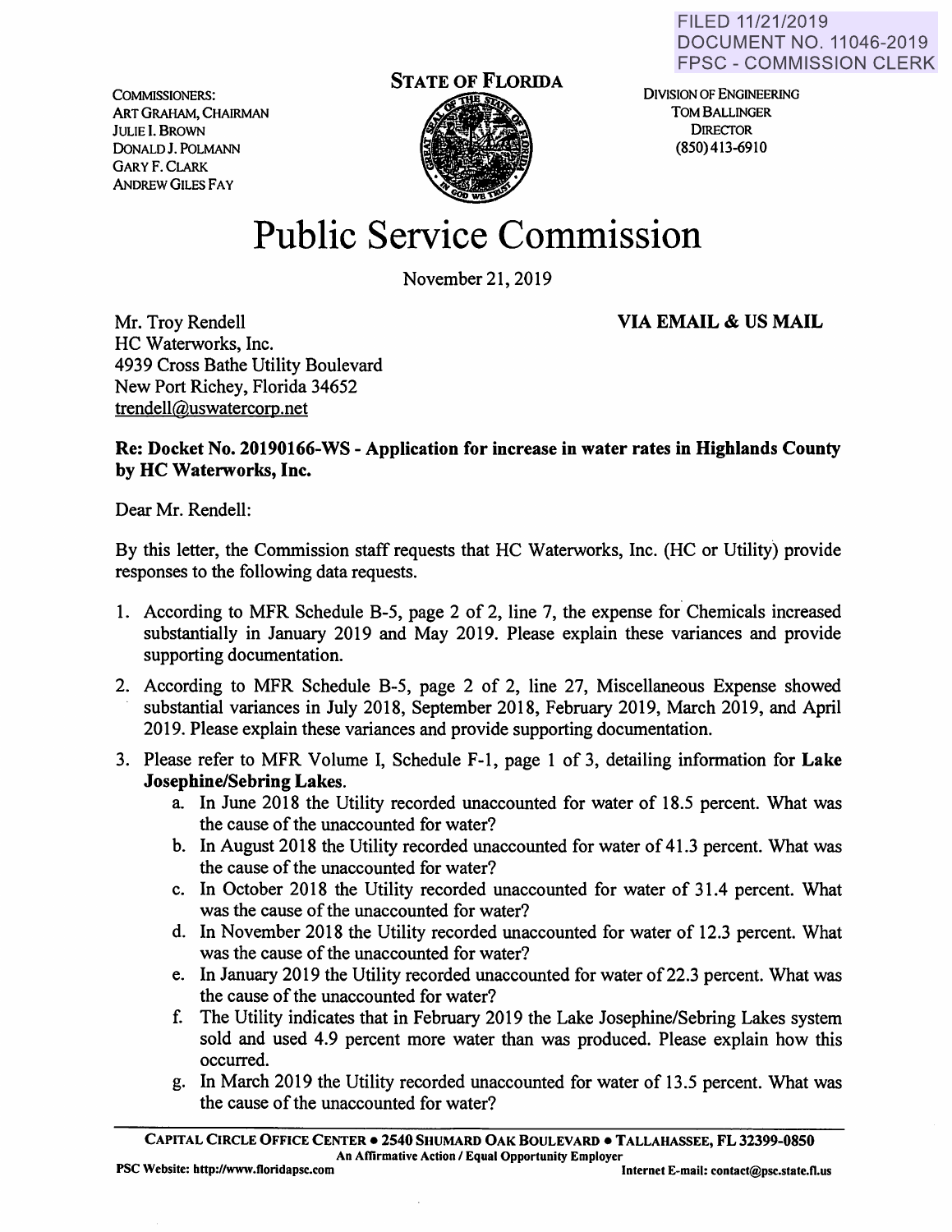FILED 11/21/2019
DOCUMENT NO. 11046-2019
FPSC - COMMISSION CLERK

COMMISSIONERS:
ART GRAHAM, CHAIRMAN
JULIE I. BROWN
DONALD J. POLMANN
GARY F. CLARK
ANDREW GILES FAY

**STATE OF FLORIDA**

DIVISION OF ENGINEERING
TOM BALLINGER
DIRECTOR
(850) 413-6910

# Public Service Commission

November 21, 2019

Mr. Troy Rendell
HC Waterworks, Inc.
4939 Cross Bathe Utility Boulevard
New Port Richey, Florida 34652
trendell@uswatercorp.net

**VIA EMAIL & US MAIL**

**Re: Docket No. 20190166-WS - Application for increase in water rates in Highlands County by HC Waterworks, Inc.**

Dear Mr. Rendell:

By this letter, the Commission staff requests that HC Waterworks, Inc. (HC or Utility) provide responses to the following data requests.

1. According to MFR Schedule B-5, page 2 of 2, line 7, the expense for Chemicals increased substantially in January 2019 and May 2019. Please explain these variances and provide supporting documentation.
2. According to MFR Schedule B-5, page 2 of 2, line 27, Miscellaneous Expense showed substantial variances in July 2018, September 2018, February 2019, March 2019, and April 2019. Please explain these variances and provide supporting documentation.
3. Please refer to MFR Volume I, Schedule F-1, page 1 of 3, detailing information for **Lake Josephine/Sebring Lakes**.
   a. In June 2018 the Utility recorded unaccounted for water of 18.5 percent. What was the cause of the unaccounted for water?
   b. In August 2018 the Utility recorded unaccounted for water of 41.3 percent. What was the cause of the unaccounted for water?
   c. In October 2018 the Utility recorded unaccounted for water of 31.4 percent. What was the cause of the unaccounted for water?
   d. In November 2018 the Utility recorded unaccounted for water of 12.3 percent. What was the cause of the unaccounted for water?
   e. In January 2019 the Utility recorded unaccounted for water of 22.3 percent. What was the cause of the unaccounted for water?
   f. The Utility indicates that in February 2019 the Lake Josephine/Sebring Lakes system sold and used 4.9 percent more water than was produced. Please explain how this occurred.
   g. In March 2019 the Utility recorded unaccounted for water of 13.5 percent. What was the cause of the unaccounted for water?

CAPITAL CIRCLE OFFICE CENTER • 2540 SHUMARD OAK BOULEVARD • TALLAHASSEE, FL 32399-0850
An Affirmative Action / Equal Opportunity Employer
PSC Website: http://www.floridapsc.com Internet E-mail: contact@psc.state.fl.us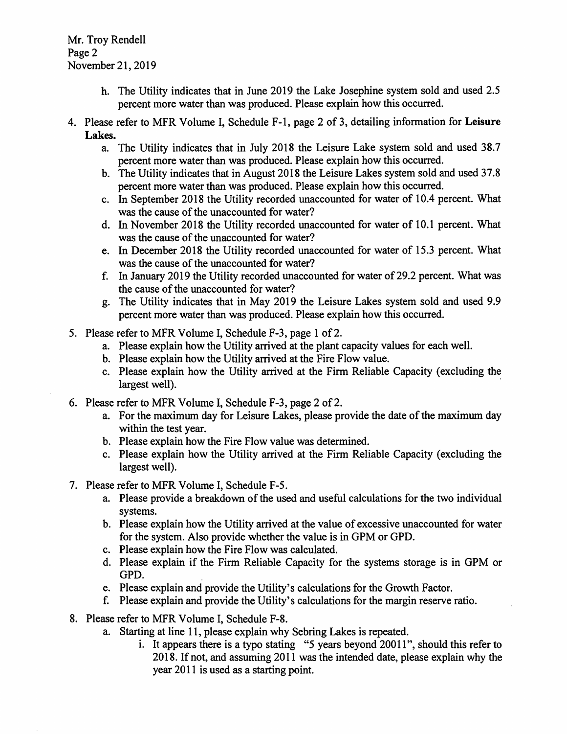h. The Utility indicates that in June 2019 the Lake Josephine system sold and used 2.5 percent more water than was produced. Please explain how this occurred.

4. Please refer to MFR Volume I, Schedule F-1, page 2 of 3, detailing information for **Leisure Lakes.**
   a. The Utility indicates that in July 2018 the Leisure Lake system sold and used 38.7 percent more water than was produced. Please explain how this occurred.
   b. The Utility indicates that in August 2018 the Leisure Lakes system sold and used 37.8 percent more water than was produced. Please explain how this occurred.
   c. In September 2018 the Utility recorded unaccounted for water of 10.4 percent. What was the cause of the unaccounted for water?
   d. In November 2018 the Utility recorded unaccounted for water of 10.1 percent. What was the cause of the unaccounted for water?
   e. In December 2018 the Utility recorded unaccounted for water of 15.3 percent. What was the cause of the unaccounted for water?
   f. In January 2019 the Utility recorded unaccounted for water of 29.2 percent. What was the cause of the unaccounted for water?
   g. The Utility indicates that in May 2019 the Leisure Lakes system sold and used 9.9 percent more water than was produced. Please explain how this occurred.

5. Please refer to MFR Volume I, Schedule F-3, page 1 of 2.
   a. Please explain how the Utility arrived at the plant capacity values for each well.
   b. Please explain how the Utility arrived at the Fire Flow value.
   c. Please explain how the Utility arrived at the Firm Reliable Capacity (excluding the largest well).

6. Please refer to MFR Volume I, Schedule F-3, page 2 of 2.
   a. For the maximum day for Leisure Lakes, please provide the date of the maximum day within the test year.
   b. Please explain how the Fire Flow value was determined.
   c. Please explain how the Utility arrived at the Firm Reliable Capacity (excluding the largest well).

7. Please refer to MFR Volume I, Schedule F-5.
   a. Please provide a breakdown of the used and useful calculations for the two individual systems.
   b. Please explain how the Utility arrived at the value of excessive unaccounted for water for the system. Also provide whether the value is in GPM or GPD.
   c. Please explain how the Fire Flow was calculated.
   d. Please explain if the Firm Reliable Capacity for the systems storage is in GPM or GPD.
   e. Please explain and provide the Utility's calculations for the Growth Factor.
   f. Please explain and provide the Utility's calculations for the margin reserve ratio.

8. Please refer to MFR Volume I, Schedule F-8.
   a. Starting at line 11, please explain why Sebring Lakes is repeated.
      i. It appears there is a typo stating "5 years beyond 20011", should this refer to 2018. If not, and assuming 2011 was the intended date, please explain why the year 2011 is used as a starting point.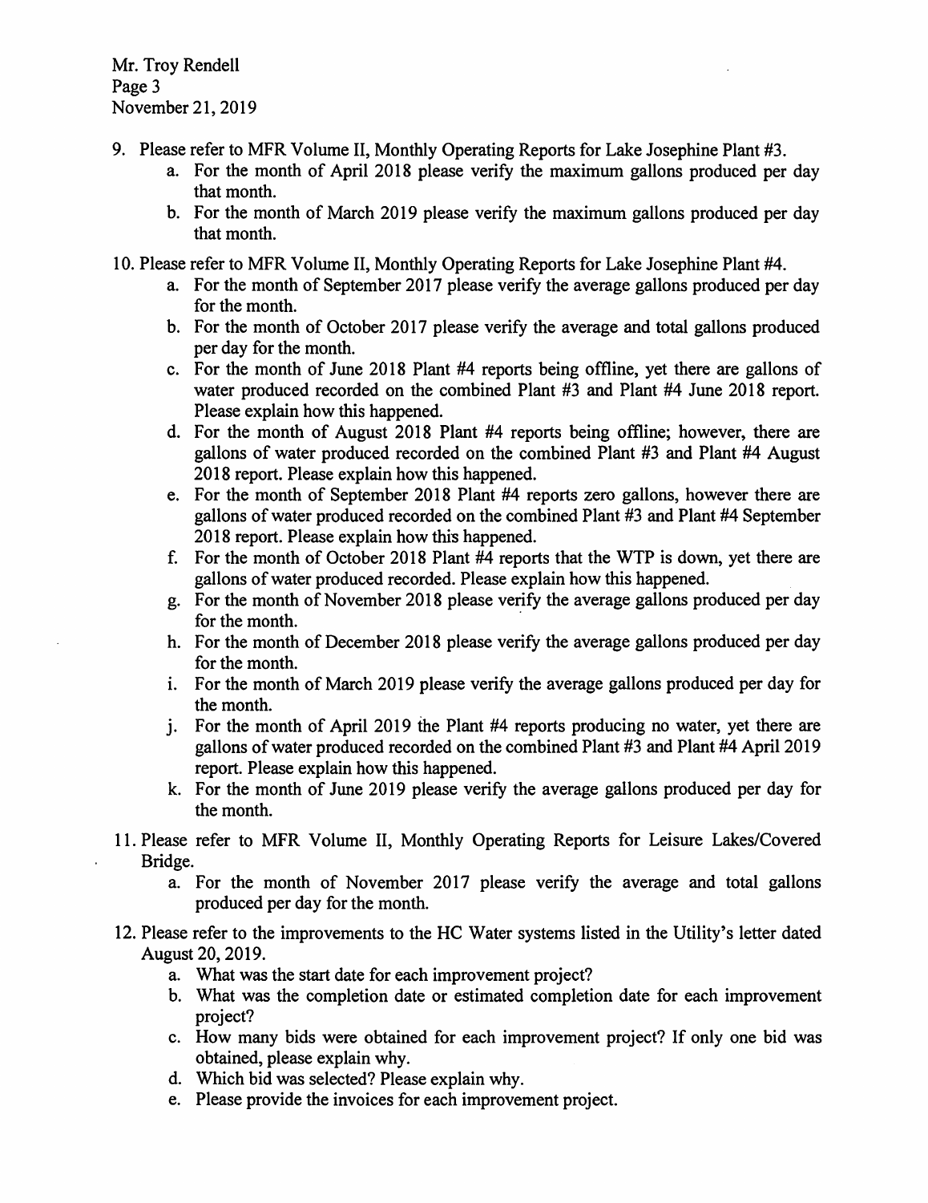9. Please refer to MFR Volume II, Monthly Operating Reports for Lake Josephine Plant #3.
   a. For the month of April 2018 please verify the maximum gallons produced per day that month.
   b. For the month of March 2019 please verify the maximum gallons produced per day that month.
10. Please refer to MFR Volume II, Monthly Operating Reports for Lake Josephine Plant #4.
    a. For the month of September 2017 please verify the average gallons produced per day for the month.
    b. For the month of October 2017 please verify the average and total gallons produced per day for the month.
    c. For the month of June 2018 Plant #4 reports being offline, yet there are gallons of water produced recorded on the combined Plant #3 and Plant #4 June 2018 report. Please explain how this happened.
    d. For the month of August 2018 Plant #4 reports being offline; however, there are gallons of water produced recorded on the combined Plant #3 and Plant #4 August 2018 report. Please explain how this happened.
    e. For the month of September 2018 Plant #4 reports zero gallons, however there are gallons of water produced recorded on the combined Plant #3 and Plant #4 September 2018 report. Please explain how this happened.
    f. For the month of October 2018 Plant #4 reports that the WTP is down, yet there are gallons of water produced recorded. Please explain how this happened.
    g. For the month of November 2018 please verify the average gallons produced per day for the month.
    h. For the month of December 2018 please verify the average gallons produced per day for the month.
    i. For the month of March 2019 please verify the average gallons produced per day for the month.
    j. For the month of April 2019 the Plant #4 reports producing no water, yet there are gallons of water produced recorded on the combined Plant #3 and Plant #4 April 2019 report. Please explain how this happened.
    k. For the month of June 2019 please verify the average gallons produced per day for the month.
11. Please refer to MFR Volume II, Monthly Operating Reports for Leisure Lakes/Covered Bridge.
    a. For the month of November 2017 please verify the average and total gallons produced per day for the month.
12. Please refer to the improvements to the HC Water systems listed in the Utility's letter dated August 20, 2019.
    a. What was the start date for each improvement project?
    b. What was the completion date or estimated completion date for each improvement project?
    c. How many bids were obtained for each improvement project? If only one bid was obtained, please explain why.
    d. Which bid was selected? Please explain why.
    e. Please provide the invoices for each improvement project.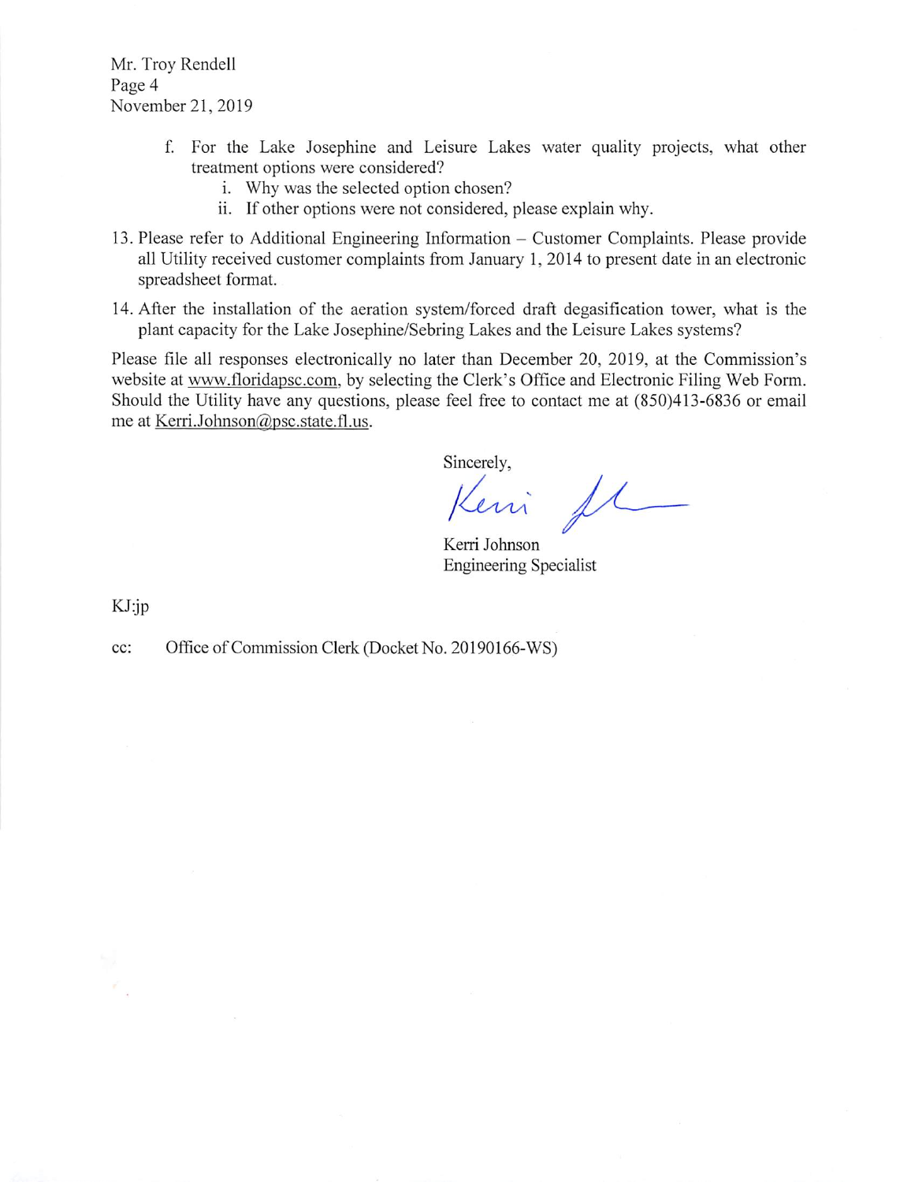Mr. Troy Rendell
Page 4
November 21, 2019

f. For the Lake Josephine and Leisure Lakes water quality projects, what other treatment options were considered?
   i. Why was the selected option chosen?
   ii. If other options were not considered, please explain why.

13. Please refer to Additional Engineering Information – Customer Complaints. Please provide all Utility received customer complaints from January 1, 2014 to present date in an electronic spreadsheet format.

14. After the installation of the aeration system/forced draft degasification tower, what is the plant capacity for the Lake Josephine/Sebring Lakes and the Leisure Lakes systems?

Please file all responses electronically no later than December 20, 2019, at the Commission's website at www.floridapsc.com, by selecting the Clerk's Office and Electronic Filing Web Form. Should the Utility have any questions, please feel free to contact me at (850)413-6836 or email me at Kerri.Johnson@psc.state.fl.us.

Sincerely,

Kerri Johnson
Engineering Specialist

KJ:jp

cc: Office of Commission Clerk (Docket No. 20190166-WS)